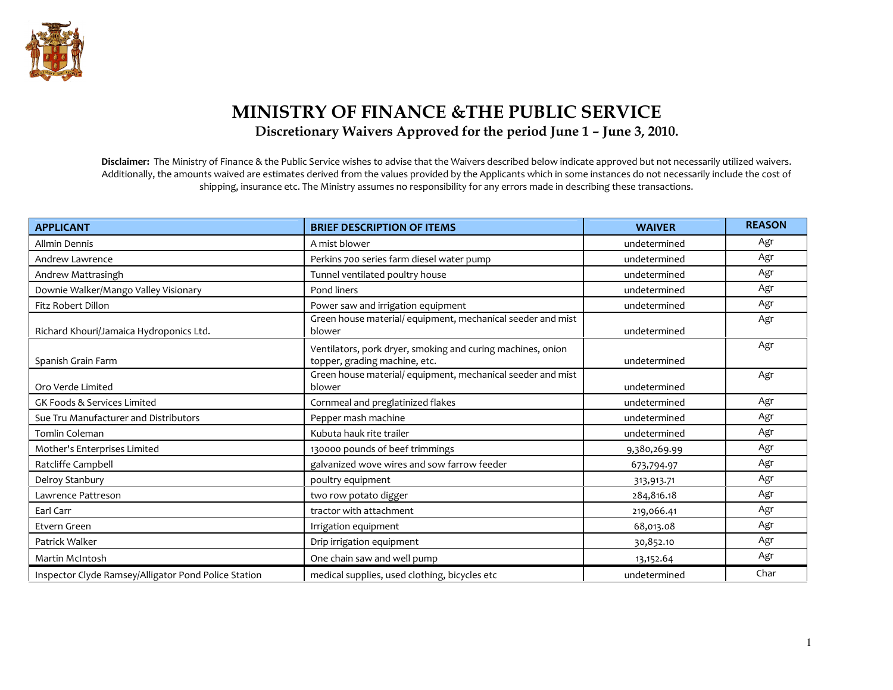# MINISTRY OF FINANCE &THE PUBLIC SERVICE

## Discretionary Waivers Approved for the period June 1 – June 3, 2010.

**Disclaimer:** The Ministry of Finance & the Public Service wishes to advise that the Waivers described below indicate approved but not necessarily utilized waivers. Additionally, the amounts waived are estimates derived from the values provided by the Applicants which in some instances do not necessarily include the cost of shipping, insurance etc. The Ministry assumes no responsibility for any errors made in describing these transactions.

| APPLICANT | BRIEF DESCRIPTION OF ITEMS | WAIVER | REASON |
|---|---|---|---|
| Allmin Dennis | A mist blower | undetermined | Agr |
| Andrew Lawrence | Perkins 700 series farm diesel water pump | undetermined | Agr |
| Andrew Mattrasingh | Tunnel ventilated poultry house | undetermined | Agr |
| Downie Walker/Mango Valley Visionary | Pond liners | undetermined | Agr |
| Fitz Robert Dillon | Power saw and irrigation equipment | undetermined | Agr |
| Richard Khouri/Jamaica Hydroponics Ltd. | Green house material/ equipment, mechanical seeder and mist blower | undetermined | Agr |
| Spanish Grain Farm | Ventilators, pork dryer, smoking and curing machines, onion topper, grading machine, etc. | undetermined | Agr |
| Oro Verde Limited | Green house material/ equipment, mechanical seeder and mist blower | undetermined | Agr |
| GK Foods & Services Limited | Cornmeal and preglatinized flakes | undetermined | Agr |
| Sue Tru Manufacturer and Distributors | Pepper mash machine | undetermined | Agr |
| Tomlin Coleman | Kubuta hauk rite trailer | undetermined | Agr |
| Mother's Enterprises Limited | 130000 pounds of beef trimmings | 9,380,269.99 | Agr |
| Ratcliffe Campbell | galvanized wove wires and sow farrow feeder | 673,794.97 | Agr |
| Delroy Stanbury | poultry equipment | 313,913.71 | Agr |
| Lawrence Pattreson | two row potato digger | 284,816.18 | Agr |
| Earl Carr | tractor with attachment | 219,066.41 | Agr |
| Etvern Green | Irrigation equipment | 68,013.08 | Agr |
| Patrick Walker | Drip irrigation equipment | 30,852.10 | Agr |
| Martin McIntosh | One chain saw and well pump | 13,152.64 | Agr |
| Inspector Clyde Ramsey/Alligator Pond Police Station | medical supplies, used clothing, bicycles etc | undetermined | Char |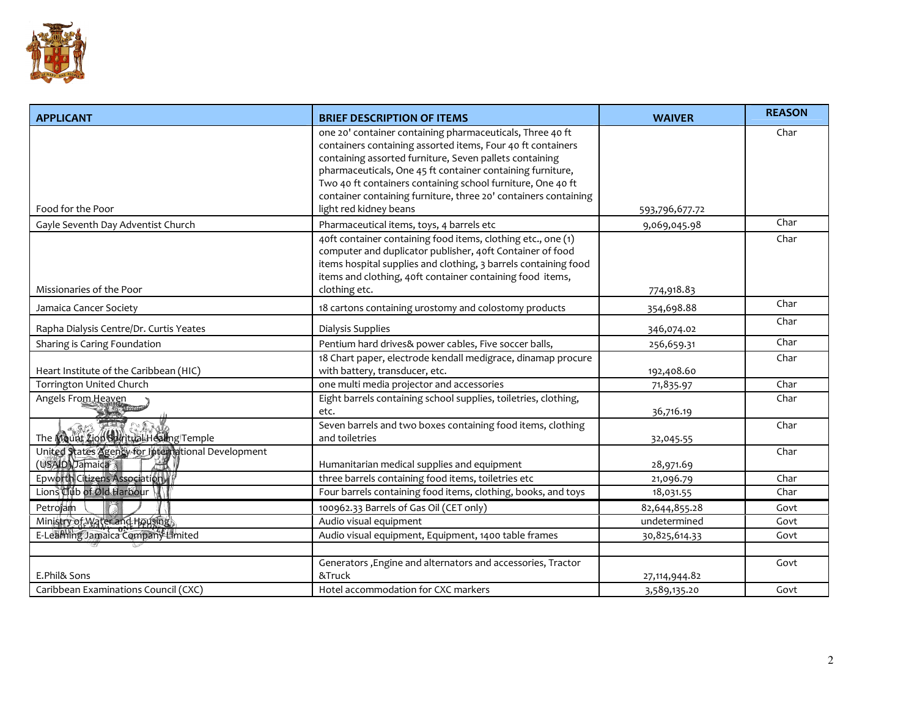| APPLICANT | BRIEF DESCRIPTION OF ITEMS | WAIVER | REASON |
|---|---|---|---|
| Food for the Poor | one 20' container containing pharmaceuticals, Three 40 ft containers containing assorted items, Four 40 ft containers containing assorted furniture, Seven pallets containing pharmaceuticals, One 45 ft container containing furniture, Two 40 ft containers containing school furniture, One 40 ft container containing furniture, three 20' containers containing light red kidney beans | 593,796,677.72 | Char |
| Gayle Seventh Day Adventist Church | Pharmaceutical items, toys, 4 barrels etc | 9,069,045.98 | Char |
| Missionaries of the Poor | 40ft container containing food items, clothing etc., one (1) computer and duplicator publisher, 40ft Container of food items hospital supplies and clothing, 3 barrels containing food items and clothing, 40ft container containing food items, clothing etc. | 774,918.83 | Char |
| Jamaica Cancer Society | 18 cartons containing urostomy and colostomy products | 354,698.88 | Char |
| Rapha Dialysis Centre/Dr. Curtis Yeates | Dialysis Supplies | 346,074.02 | Char |
| Sharing is Caring Foundation | Pentium hard drives& power cables, Five soccer balls, | 256,659.31 | Char |
| Heart Institute of the Caribbean (HIC) | 18 Chart paper, electrode kendall medigrace, dinamap procure with battery, transducer, etc. | 192,408.60 | Char |
| Torrington United Church | one multi media projector and accessories | 71,835.97 | Char |
| Angels From Heaven | Eight barrels containing school supplies, toiletries, clothing, etc. | 36,716.19 | Char |
| The Mount Zion Spiritual Healing Temple | Seven barrels and two boxes containing food items, clothing and toiletries | 32,045.55 | Char |
| United States Agency for International Development (USAID)Jamaica | Humanitarian medical supplies and equipment | 28,971.69 | Char |
| Epworth Citizens Association | three barrels containing food items, toiletries etc | 21,096.79 | Char |
| Lions Club of Old Harbour | Four barrels containing food items, clothing, books, and toys | 18,031.55 | Char |
| Petrojam | 100962.33 Barrels of Gas Oil (CET only) | 82,644,855.28 | Govt |
| Ministry of Water and Housing | Audio visual equipment | undetermined | Govt |
| E-Learning Jamaica Company Limited | Audio visual equipment, Equipment, 1400 table frames | 30,825,614.33 | Govt |
| | | | |
| E.Phil& Sons | Generators ,Engine and alternators and accessories, Tractor &Truck | 27,114,944.82 | Govt |
| Caribbean Examinations Council (CXC) | Hotel accommodation for CXC markers | 3,589,135.20 | Govt |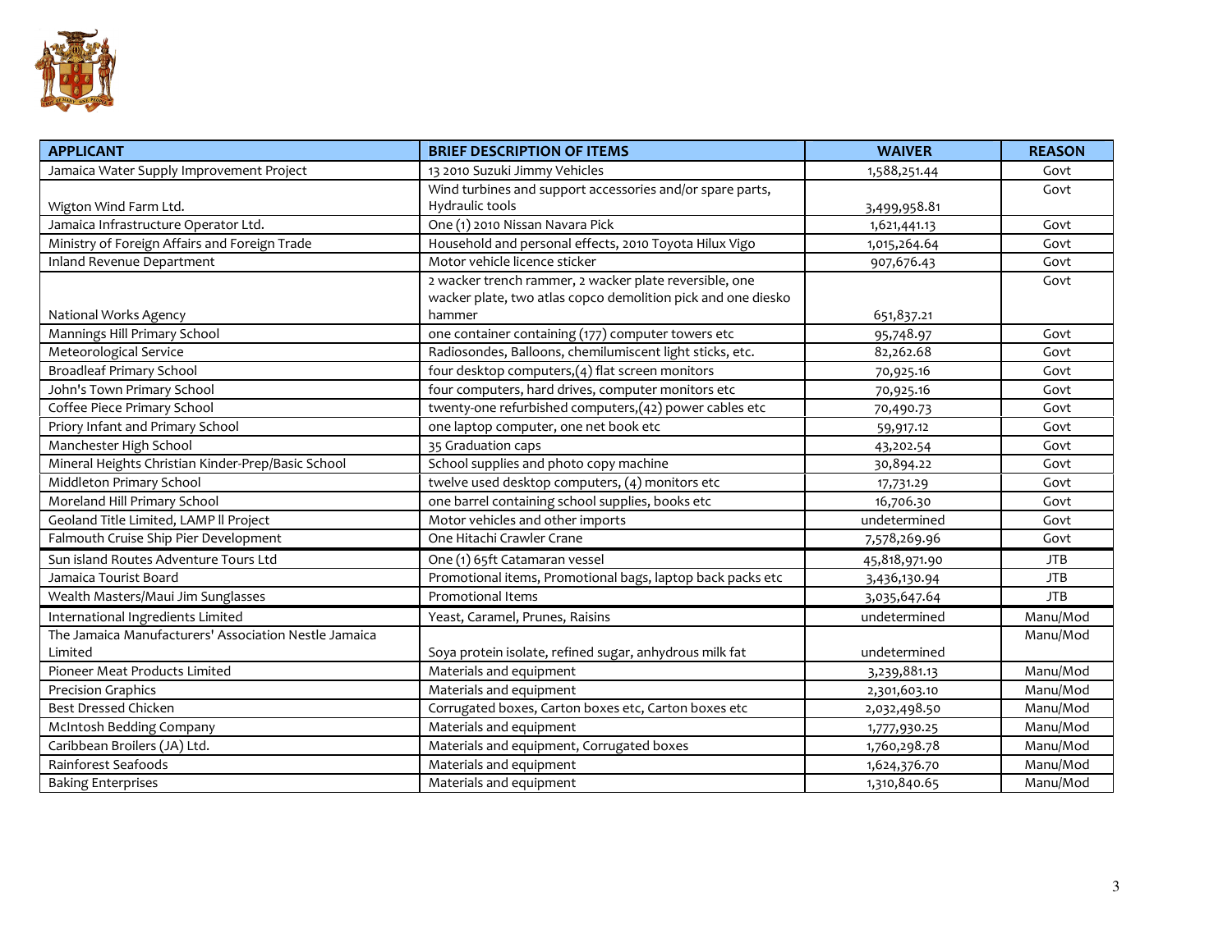| APPLICANT | BRIEF DESCRIPTION OF ITEMS | WAIVER | REASON |
|---|---|---|---|
| Jamaica Water Supply Improvement Project | 13 2010 Suzuki Jimmy Vehicles | 1,588,251.44 | Govt |
| Wigton Wind Farm Ltd. | Wind turbines and support accessories and/or spare parts, Hydraulic tools | 3,499,958.81 | Govt |
| Jamaica Infrastructure Operator Ltd. | One (1) 2010 Nissan Navara Pick | 1,621,441.13 | Govt |
| Ministry of Foreign Affairs and Foreign Trade | Household and personal effects, 2010 Toyota Hilux Vigo | 1,015,264.64 | Govt |
| Inland Revenue Department | Motor vehicle licence sticker | 907,676.43 | Govt |
| National Works Agency | 2 wacker trench rammer, 2 wacker plate reversible, one wacker plate, two atlas copco demolition pick and one diesko hammer | 651,837.21 | Govt |
| Mannings Hill Primary School | one container containing (177) computer towers etc | 95,748.97 | Govt |
| Meteorological Service | Radiosondes, Balloons, chemilumiscent light sticks, etc. | 82,262.68 | Govt |
| Broadleaf Primary School | four desktop computers,(4) flat screen monitors | 70,925.16 | Govt |
| John's Town Primary School | four computers, hard drives, computer monitors etc | 70,925.16 | Govt |
| Coffee Piece Primary School | twenty-one refurbished computers,(42) power cables etc | 70,490.73 | Govt |
| Priory Infant and Primary School | one laptop computer, one net book etc | 59,917.12 | Govt |
| Manchester High School | 35 Graduation caps | 43,202.54 | Govt |
| Mineral Heights Christian Kinder-Prep/Basic School | School supplies and photo copy machine | 30,894.22 | Govt |
| Middleton Primary School | twelve used desktop computers, (4) monitors etc | 17,731.29 | Govt |
| Moreland Hill Primary School | one barrel containing school supplies, books etc | 16,706.30 | Govt |
| Geoland Title Limited, LAMP II Project | Motor vehicles and other imports | undetermined | Govt |
| Falmouth Cruise Ship Pier Development | One Hitachi Crawler Crane | 7,578,269.96 | Govt |
| Sun island Routes Adventure Tours Ltd | One (1) 65ft Catamaran vessel | 45,818,971.90 | JTB |
| Jamaica Tourist Board | Promotional items, Promotional bags, laptop back packs etc | 3,436,130.94 | JTB |
| Wealth Masters/Maui Jim Sunglasses | Promotional Items | 3,035,647.64 | JTB |
| International Ingredients Limited | Yeast, Caramel, Prunes, Raisins | undetermined | Manu/Mod |
| The Jamaica Manufacturers' Association Nestle Jamaica Limited | Soya protein isolate, refined sugar, anhydrous milk fat | undetermined | Manu/Mod |
| Pioneer Meat Products Limited | Materials and equipment | 3,239,881.13 | Manu/Mod |
| Precision Graphics | Materials and equipment | 2,301,603.10 | Manu/Mod |
| Best Dressed Chicken | Corrugated boxes, Carton boxes etc, Carton boxes etc | 2,032,498.50 | Manu/Mod |
| McIntosh Bedding Company | Materials and equipment | 1,777,930.25 | Manu/Mod |
| Caribbean Broilers (JA) Ltd. | Materials and equipment, Corrugated boxes | 1,760,298.78 | Manu/Mod |
| Rainforest Seafoods | Materials and equipment | 1,624,376.70 | Manu/Mod |
| Baking Enterprises | Materials and equipment | 1,310,840.65 | Manu/Mod |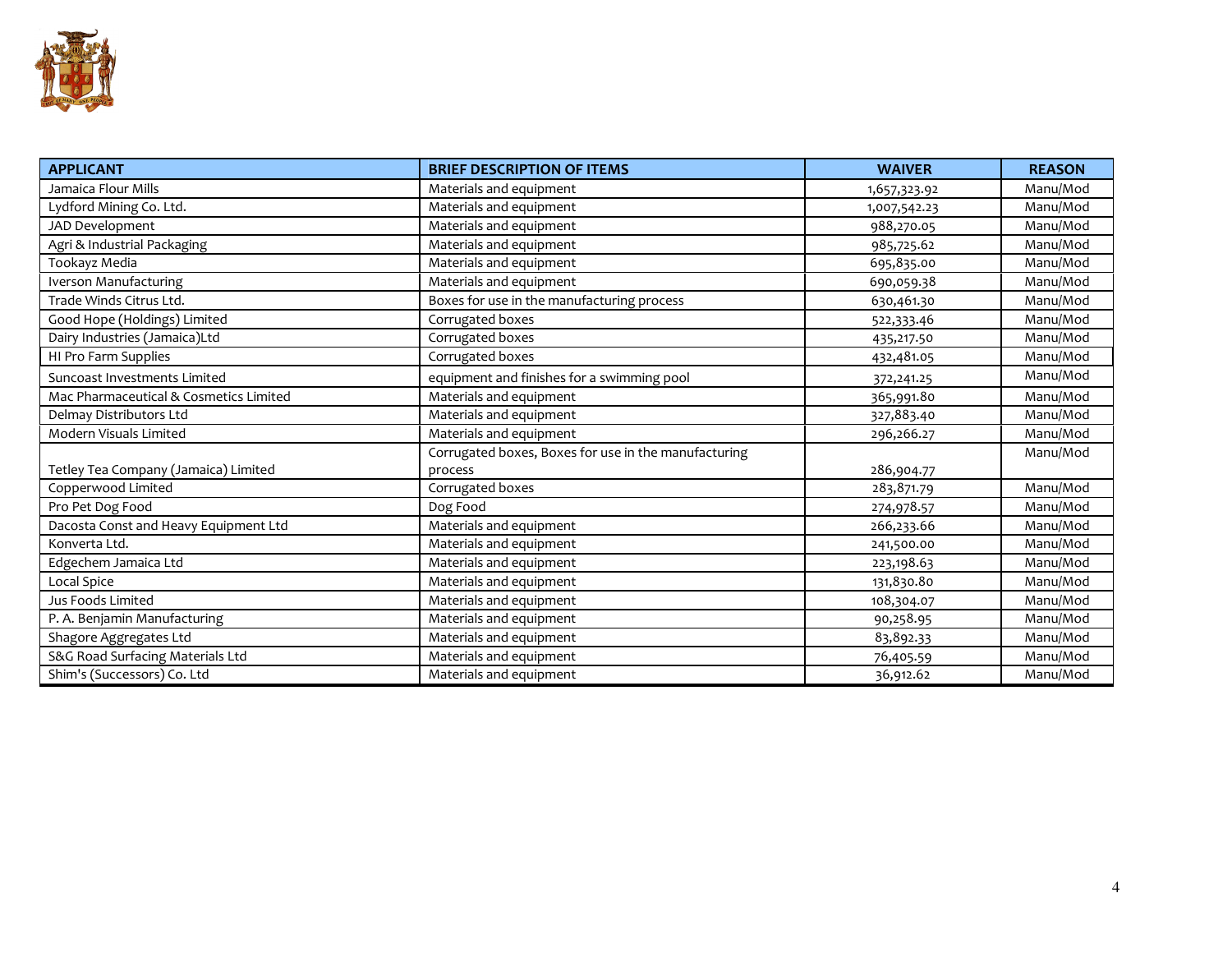| APPLICANT | BRIEF DESCRIPTION OF ITEMS | WAIVER | REASON |
|---|---|---|---|
| Jamaica Flour Mills | Materials and equipment | 1,657,323.92 | Manu/Mod |
| Lydford Mining Co. Ltd. | Materials and equipment | 1,007,542.23 | Manu/Mod |
| JAD Development | Materials and equipment | 988,270.05 | Manu/Mod |
| Agri & Industrial Packaging | Materials and equipment | 985,725.62 | Manu/Mod |
| Tookayz Media | Materials and equipment | 695,835.00 | Manu/Mod |
| Iverson Manufacturing | Materials and equipment | 690,059.38 | Manu/Mod |
| Trade Winds Citrus Ltd. | Boxes for use in the manufacturing process | 630,461.30 | Manu/Mod |
| Good Hope (Holdings) Limited | Corrugated boxes | 522,333.46 | Manu/Mod |
| Dairy Industries (Jamaica)Ltd | Corrugated boxes | 435,217.50 | Manu/Mod |
| HI Pro Farm Supplies | Corrugated boxes | 432,481.05 | Manu/Mod |
| Suncoast Investments Limited | equipment and finishes for a swimming pool | 372,241.25 | Manu/Mod |
| Mac Pharmaceutical & Cosmetics Limited | Materials and equipment | 365,991.80 | Manu/Mod |
| Delmay Distributors Ltd | Materials and equipment | 327,883.40 | Manu/Mod |
| Modern Visuals Limited | Materials and equipment | 296,266.27 | Manu/Mod |
| Tetley Tea Company (Jamaica) Limited | Corrugated boxes, Boxes for use in the manufacturing process | 286,904.77 | Manu/Mod |
| Copperwood Limited | Corrugated boxes | 283,871.79 | Manu/Mod |
| Pro Pet Dog Food | Dog Food | 274,978.57 | Manu/Mod |
| Dacosta Const and Heavy Equipment Ltd | Materials and equipment | 266,233.66 | Manu/Mod |
| Konverta Ltd. | Materials and equipment | 241,500.00 | Manu/Mod |
| Edgechem Jamaica Ltd | Materials and equipment | 223,198.63 | Manu/Mod |
| Local Spice | Materials and equipment | 131,830.80 | Manu/Mod |
| Jus Foods Limited | Materials and equipment | 108,304.07 | Manu/Mod |
| P. A. Benjamin Manufacturing | Materials and equipment | 90,258.95 | Manu/Mod |
| Shagore Aggregates Ltd | Materials and equipment | 83,892.33 | Manu/Mod |
| S&G Road Surfacing Materials Ltd | Materials and equipment | 76,405.59 | Manu/Mod |
| Shim's (Successors) Co. Ltd | Materials and equipment | 36,912.62 | Manu/Mod |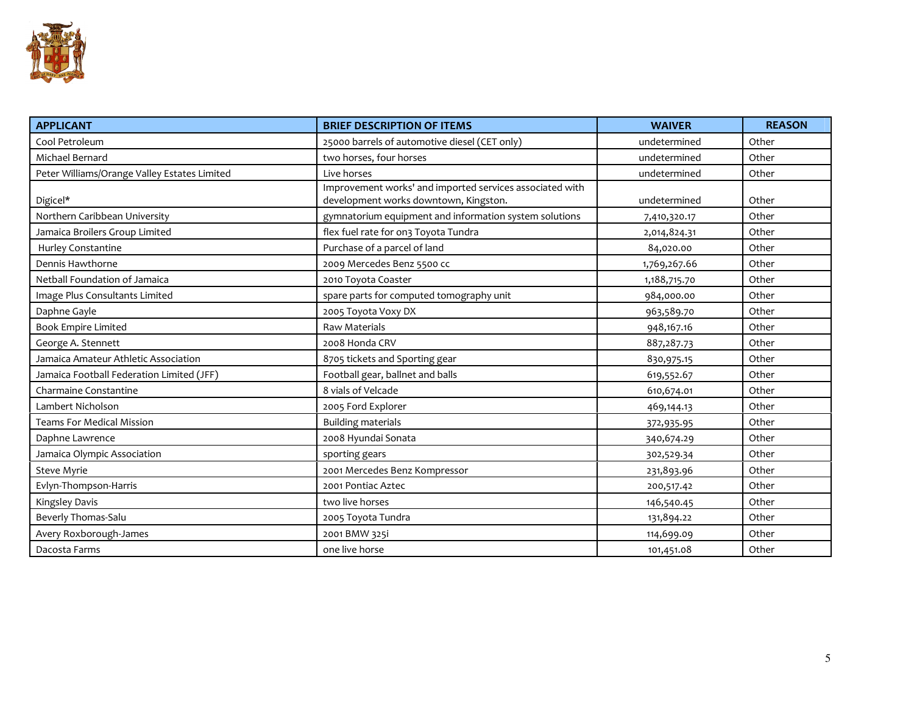| APPLICANT | BRIEF DESCRIPTION OF ITEMS | WAIVER | REASON |
|---|---|---|---|
| Cool Petroleum | 25000 barrels of automotive diesel (CET only) | undetermined | Other |
| Michael Bernard | two horses, four horses | undetermined | Other |
| Peter Williams/Orange Valley Estates Limited | Live horses | undetermined | Other |
| Digicel* | Improvement works' and imported services associated with development works downtown, Kingston. | undetermined | Other |
| Northern Caribbean University | gymnatorium equipment and information system solutions | 7,410,320.17 | Other |
| Jamaica Broilers Group Limited | flex fuel rate for on3 Toyota Tundra | 2,014,824.31 | Other |
| Hurley Constantine | Purchase of a parcel of land | 84,020.00 | Other |
| Dennis Hawthorne | 2009 Mercedes Benz 5500 cc | 1,769,267.66 | Other |
| Netball Foundation of Jamaica | 2010 Toyota Coaster | 1,188,715.70 | Other |
| Image Plus Consultants Limited | spare parts for computed tomography unit | 984,000.00 | Other |
| Daphne Gayle | 2005 Toyota Voxy DX | 963,589.70 | Other |
| Book Empire Limited | Raw Materials | 948,167.16 | Other |
| George A. Stennett | 2008 Honda CRV | 887,287.73 | Other |
| Jamaica Amateur Athletic Association | 8705 tickets and Sporting gear | 830,975.15 | Other |
| Jamaica Football Federation Limited (JFF) | Football gear, ballnet and balls | 619,552.67 | Other |
| Charmaine Constantine | 8 vials of Velcade | 610,674.01 | Other |
| Lambert Nicholson | 2005 Ford Explorer | 469,144.13 | Other |
| Teams For Medical Mission | Building materials | 372,935.95 | Other |
| Daphne Lawrence | 2008 Hyundai Sonata | 340,674.29 | Other |
| Jamaica Olympic Association | sporting gears | 302,529.34 | Other |
| Steve Myrie | 2001 Mercedes Benz Kompressor | 231,893.96 | Other |
| Evlyn-Thompson-Harris | 2001 Pontiac Aztec | 200,517.42 | Other |
| Kingsley Davis | two live horses | 146,540.45 | Other |
| Beverly Thomas-Salu | 2005 Toyota Tundra | 131,894.22 | Other |
| Avery Roxborough-James | 2001 BMW 325i | 114,699.09 | Other |
| Dacosta Farms | one live horse | 101,451.08 | Other |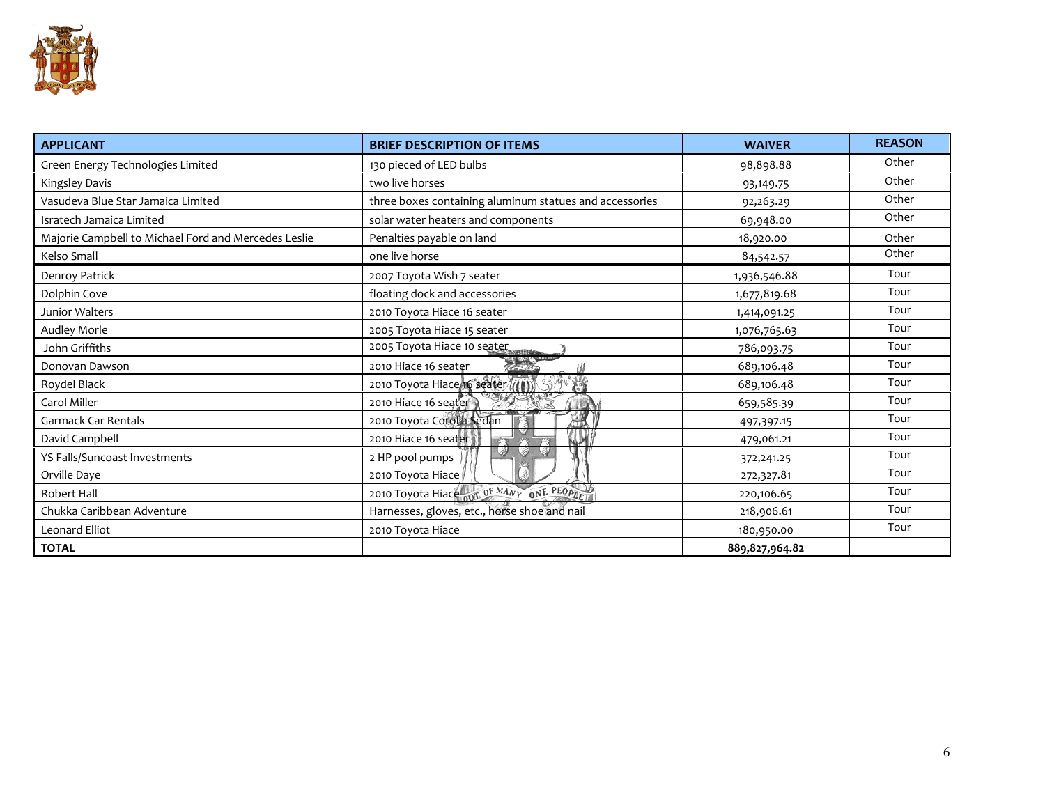| APPLICANT | BRIEF DESCRIPTION OF ITEMS | WAIVER | REASON |
|---|---|---|---|
| Green Energy Technologies Limited | 130 pieced of LED bulbs | 98,898.88 | Other |
| Kingsley Davis | two live horses | 93,149.75 | Other |
| Vasudeva Blue Star Jamaica Limited | three boxes containing aluminum statues and accessories | 92,263.29 | Other |
| Isratech Jamaica Limited | solar water heaters and components | 69,948.00 | Other |
| Majorie Campbell to Michael Ford and Mercedes Leslie | Penalties payable on land | 18,920.00 | Other |
| Kelso Small | one live horse | 84,542.57 | Other |
| Denroy Patrick | 2007 Toyota Wish 7 seater | 1,936,546.88 | Tour |
| Dolphin Cove | floating dock and accessories | 1,677,819.68 | Tour |
| Junior Walters | 2010 Toyota Hiace 16 seater | 1,414,091.25 | Tour |
| Audley Morle | 2005 Toyota Hiace 15 seater | 1,076,765.63 | Tour |
| John Griffiths | 2005 Toyota Hiace 10 seater | 786,093.75 | Tour |
| Donovan Dawson | 2010 Hiace 16 seater | 689,106.48 | Tour |
| Roydel Black | 2010 Toyota Hiace 16 seater | 689,106.48 | Tour |
| Carol Miller | 2010 Hiace 16 seater | 659,585.39 | Tour |
| Garmack Car Rentals | 2010 Toyota Corolla Sedan | 497,397.15 | Tour |
| David Campbell | 2010 Hiace 16 seater | 479,061.21 | Tour |
| YS Falls/Suncoast Investments | 2 HP pool pumps | 372,241.25 | Tour |
| Orville Daye | 2010 Toyota Hiace | 272,327.81 | Tour |
| Robert Hall | 2010 Toyota Hiace | 220,106.65 | Tour |
| Chukka Caribbean Adventure | Harnesses, gloves, etc., horse shoe and nail | 218,906.61 | Tour |
| Leonard Elliot | 2010 Toyota Hiace | 180,950.00 | Tour |
| **TOTAL** | | **889,827,964.82** | |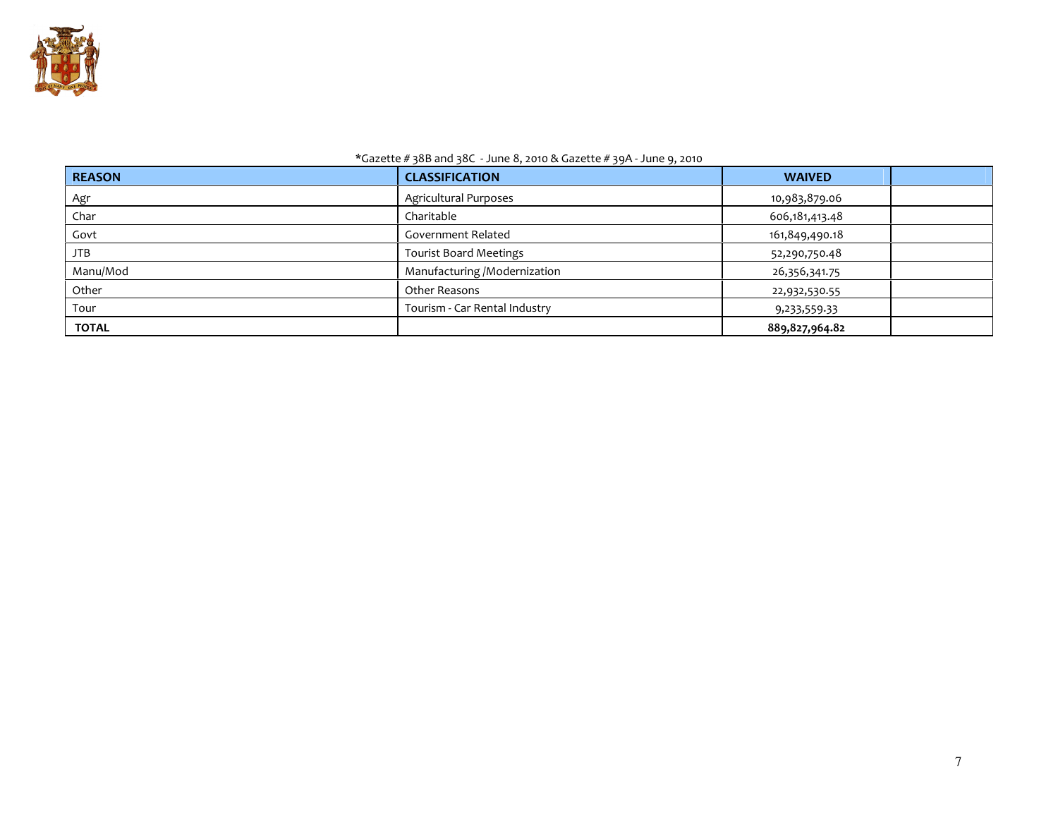*Gazette # 38B and 38C - June 8, 2010 & Gazette # 39A - June 9, 2010

| REASON | CLASSIFICATION | WAIVED | |
|---|---|---|---|
| Agr | Agricultural Purposes | 10,983,879.06 | |
| Char | Charitable | 606,181,413.48 | |
| Govt | Government Related | 161,849,490.18 | |
| JTB | Tourist Board Meetings | 52,290,750.48 | |
| Manu/Mod | Manufacturing /Modernization | 26,356,341.75 | |
| Other | Other Reasons | 22,932,530.55 | |
| Tour | Tourism - Car Rental Industry | 9,233,559.33 | |
| **TOTAL** | | **889,827,964.82** | |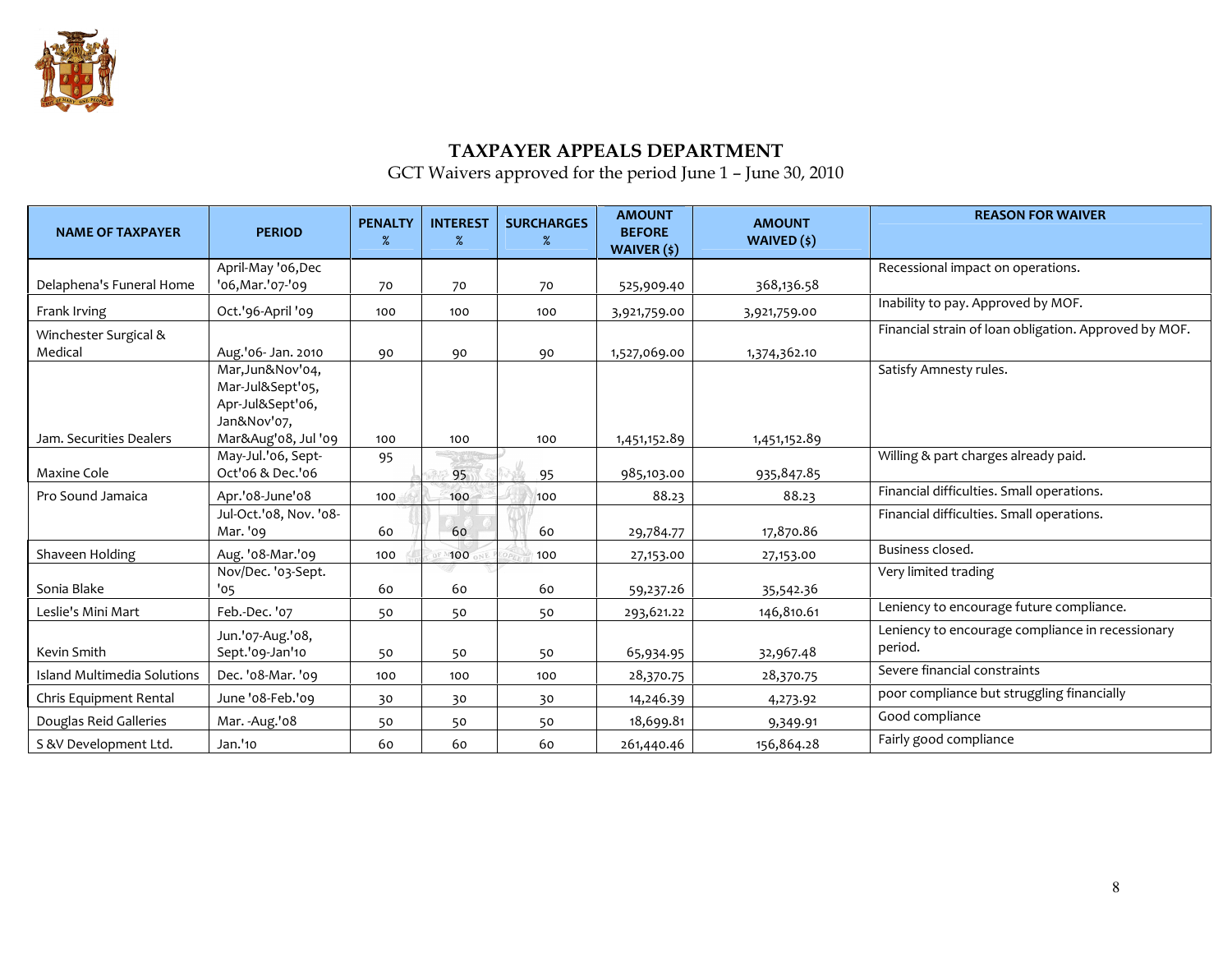# TAXPAYER APPEALS DEPARTMENT

GCT Waivers approved for the period June 1 – June 30, 2010

| NAME OF TAXPAYER | PERIOD | PENALTY % | INTEREST % | SURCHARGES % | AMOUNT BEFORE WAIVER ($) | AMOUNT WAIVED ($) | REASON FOR WAIVER |
|---|---|---|---|---|---|---|---|
| Delaphena's Funeral Home | April-May '06,Dec '06,Mar.'07-'09 | 70 | 70 | 70 | 525,909.40 | 368,136.58 | Recessional impact on operations. |
| Frank Irving | Oct.'96-April '09 | 100 | 100 | 100 | 3,921,759.00 | 3,921,759.00 | Inability to pay. Approved by MOF. |
| Winchester Surgical & Medical | Aug.'06- Jan. 2010 | 90 | 90 | 90 | 1,527,069.00 | 1,374,362.10 | Financial strain of loan obligation. Approved by MOF. |
| Jam. Securities Dealers | Mar,Jun&Nov'04, Mar-Jul&Sept'05, Apr-Jul&Sept'06, Jan&Nov'07, Mar&Aug'08, Jul '09 | 100 | 100 | 100 | 1,451,152.89 | 1,451,152.89 | Satisfy Amnesty rules. |
| Maxine Cole | May-Jul.'06, Sept-Oct'06 & Dec.'06 | 95 | 95 | 95 | 985,103.00 | 935,847.85 | Willing & part charges already paid. |
| Pro Sound Jamaica | Apr.'08-June'08 | 100 | 100 | 100 | 88.23 | 88.23 | Financial difficulties. Small operations. |
| | Jul-Oct.'08, Nov. '08-Mar. '09 | 60 | 60 | 60 | 29,784.77 | 17,870.86 | Financial difficulties. Small operations. |
| Shaveen Holding | Aug. '08-Mar.'09 | 100 | 100 | 100 | 27,153.00 | 27,153.00 | Business closed. |
| Sonia Blake | Nov/Dec. '03-Sept. '05 | 60 | 60 | 60 | 59,237.26 | 35,542.36 | Very limited trading |
| Leslie's Mini Mart | Feb.-Dec. '07 | 50 | 50 | 50 | 293,621.22 | 146,810.61 | Leniency to encourage future compliance. |
| Kevin Smith | Jun.'07-Aug.'08, Sept.'09-Jan'10 | 50 | 50 | 50 | 65,934.95 | 32,967.48 | Leniency to encourage compliance in recessionary period. |
| Island Multimedia Solutions | Dec. '08-Mar. '09 | 100 | 100 | 100 | 28,370.75 | 28,370.75 | Severe financial constraints |
| Chris Equipment Rental | June '08-Feb.'09 | 30 | 30 | 30 | 14,246.39 | 4,273.92 | poor compliance but struggling financially |
| Douglas Reid Galleries | Mar. -Aug.'08 | 50 | 50 | 50 | 18,699.81 | 9,349.91 | Good compliance |
| S &V Development Ltd. | Jan.'10 | 60 | 60 | 60 | 261,440.46 | 156,864.28 | Fairly good compliance |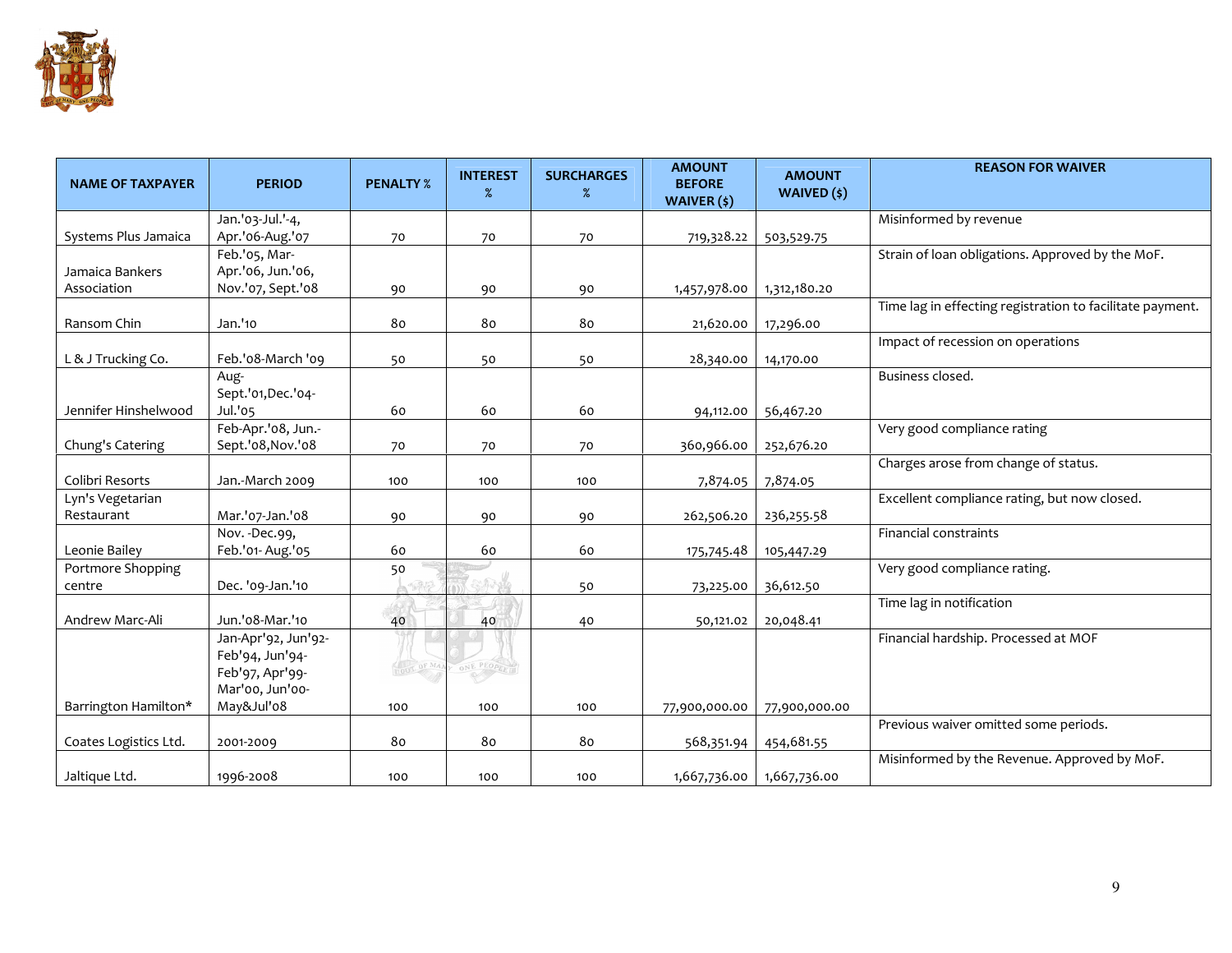| NAME OF TAXPAYER | PERIOD | PENALTY % | INTEREST % | SURCHARGES % | AMOUNT BEFORE WAIVER ($) | AMOUNT WAIVED ($) | REASON FOR WAIVER |
|---|---|---|---|---|---|---|---|
| Systems Plus Jamaica | Jan.'03-Jul.'-4, Apr.'06-Aug.'07 | 70 | 70 | 70 | 719,328.22 | 503,529.75 | Misinformed by revenue |
| Jamaica Bankers Association | Feb.'05, Mar-Apr.'06, Jun.'06, Nov.'07, Sept.'08 | 90 | 90 | 90 | 1,457,978.00 | 1,312,180.20 | Strain of loan obligations. Approved by the MoF. |
| Ransom Chin | Jan.'10 | 80 | 80 | 80 | 21,620.00 | 17,296.00 | Time lag in effecting registration to facilitate payment. |
| L & J Trucking Co. | Feb.'08-March '09 | 50 | 50 | 50 | 28,340.00 | 14,170.00 | Impact of recession on operations |
| Jennifer Hinshelwood | Aug-Sept.'01,Dec.'04-Jul.'05 | 60 | 60 | 60 | 94,112.00 | 56,467.20 | Business closed. |
| Chung's Catering | Feb-Apr.'08, Jun.-Sept.'08,Nov.'08 | 70 | 70 | 70 | 360,966.00 | 252,676.20 | Very good compliance rating |
| Colibri Resorts | Jan.-March 2009 | 100 | 100 | 100 | 7,874.05 | 7,874.05 | Charges arose from change of status. |
| Lyn's Vegetarian Restaurant | Mar.'07-Jan.'08 | 90 | 90 | 90 | 262,506.20 | 236,255.58 | Excellent compliance rating, but now closed. |
| Leonie Bailey | Nov. -Dec.99, Feb.'01- Aug.'05 | 60 | 60 | 60 | 175,745.48 | 105,447.29 | Financial constraints |
| Portmore Shopping centre | Dec. '09-Jan.'10 | 50 | | 50 | 73,225.00 | 36,612.50 | Very good compliance rating. |
| Andrew Marc-Ali | Jun.'08-Mar.'10 | 40 | 40 | 40 | 50,121.02 | 20,048.41 | Time lag in notification |
| Barrington Hamilton* | Jan-Apr'92, Jun'92-Feb'94, Jun'94-Feb'97, Apr'99-Mar'00, Jun'00-May&Jul'08 | 100 | 100 | 100 | 77,900,000.00 | 77,900,000.00 | Financial hardship. Processed at MOF |
| Coates Logistics Ltd. | 2001-2009 | 80 | 80 | 80 | 568,351.94 | 454,681.55 | Previous waiver omitted some periods. |
| Jaltique Ltd. | 1996-2008 | 100 | 100 | 100 | 1,667,736.00 | 1,667,736.00 | Misinformed by the Revenue. Approved by MoF. |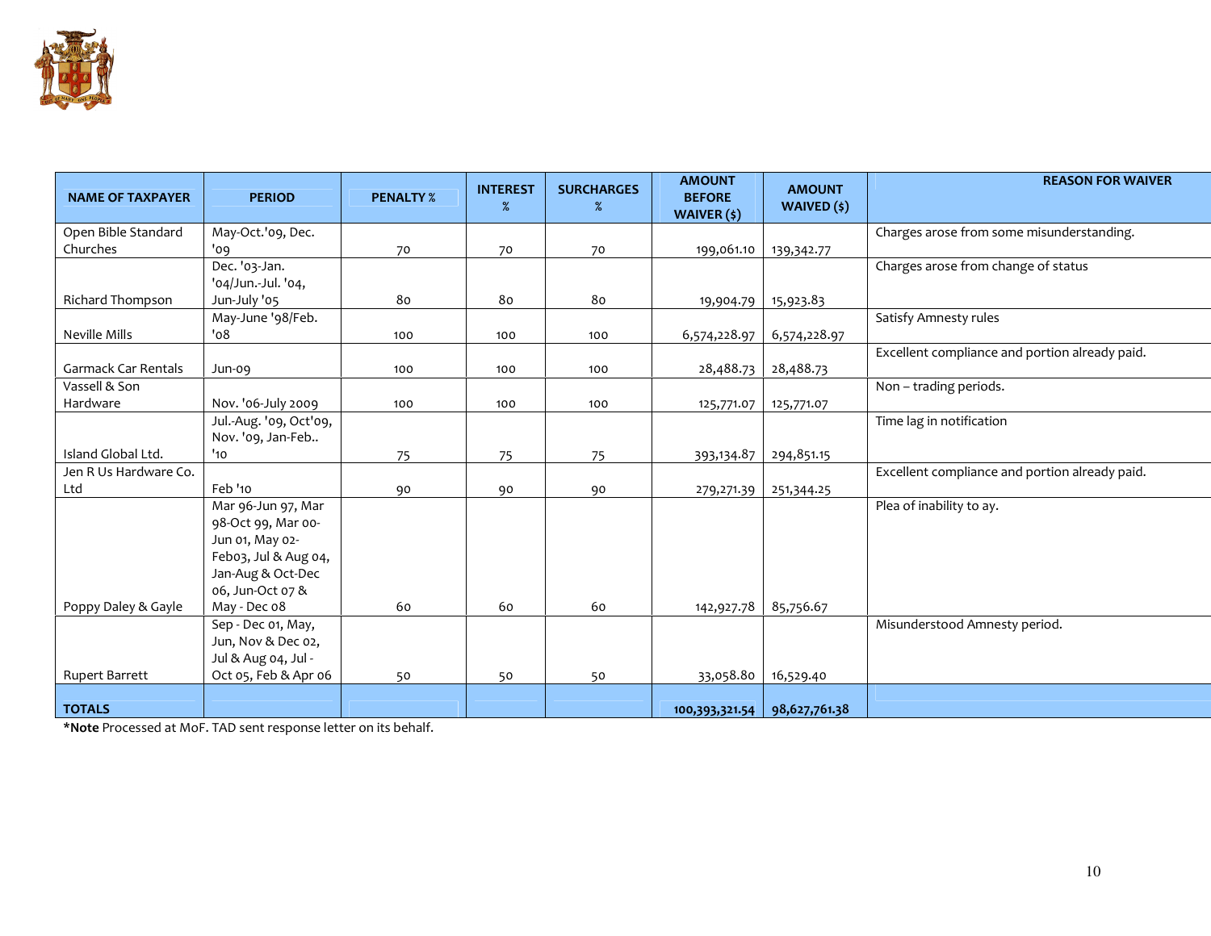| NAME OF TAXPAYER | PERIOD | PENALTY % | INTEREST % | SURCHARGES % | AMOUNT BEFORE WAIVER ($) | AMOUNT WAIVED ($) | REASON FOR WAIVER |
|---|---|---|---|---|---|---|---|
| Open Bible Standard Churches | May-Oct.'09, Dec. '09 | 70 | 70 | 70 | 199,061.10 | 139,342.77 | Charges arose from some misunderstanding. |
| Richard Thompson | Dec. '03-Jan. '04/Jun.-Jul. '04, Jun-July '05 | 80 | 80 | 80 | 19,904.79 | 15,923.83 | Charges arose from change of status |
| Neville Mills | May-June '98/Feb. '08 | 100 | 100 | 100 | 6,574,228.97 | 6,574,228.97 | Satisfy Amnesty rules |
| Garmack Car Rentals | Jun-09 | 100 | 100 | 100 | 28,488.73 | 28,488.73 | Excellent compliance and portion already paid. |
| Vassell & Son Hardware | Nov. '06-July 2009 | 100 | 100 | 100 | 125,771.07 | 125,771.07 | Non – trading periods. |
| Island Global Ltd. | Jul.-Aug. '09, Oct'09, Nov. '09, Jan-Feb.. '10 | 75 | 75 | 75 | 393,134.87 | 294,851.15 | Time lag in notification |
| Jen R Us Hardware Co. Ltd | Feb '10 | 90 | 90 | 90 | 279,271.39 | 251,344.25 | Excellent compliance and portion already paid. |
| Poppy Daley & Gayle | Mar 96-Jun 97, Mar 98-Oct 99, Mar 00-Jun 01, May 02-Feb03, Jul & Aug 04, Jan-Aug & Oct-Dec 06, Jun-Oct 07 & May - Dec 08 | 60 | 60 | 60 | 142,927.78 | 85,756.67 | Plea of inability to ay. |
| Rupert Barrett | Sep - Dec 01, May, Jun, Nov & Dec 02, Jul & Aug 04, Jul - Oct 05, Feb & Apr 06 | 50 | 50 | 50 | 33,058.80 | 16,529.40 | Misunderstood Amnesty period. |
| **TOTALS** | | | | | **100,393,321.54** | **98,627,761.38** | |

***Note** Processed at MoF. TAD sent response letter on its behalf.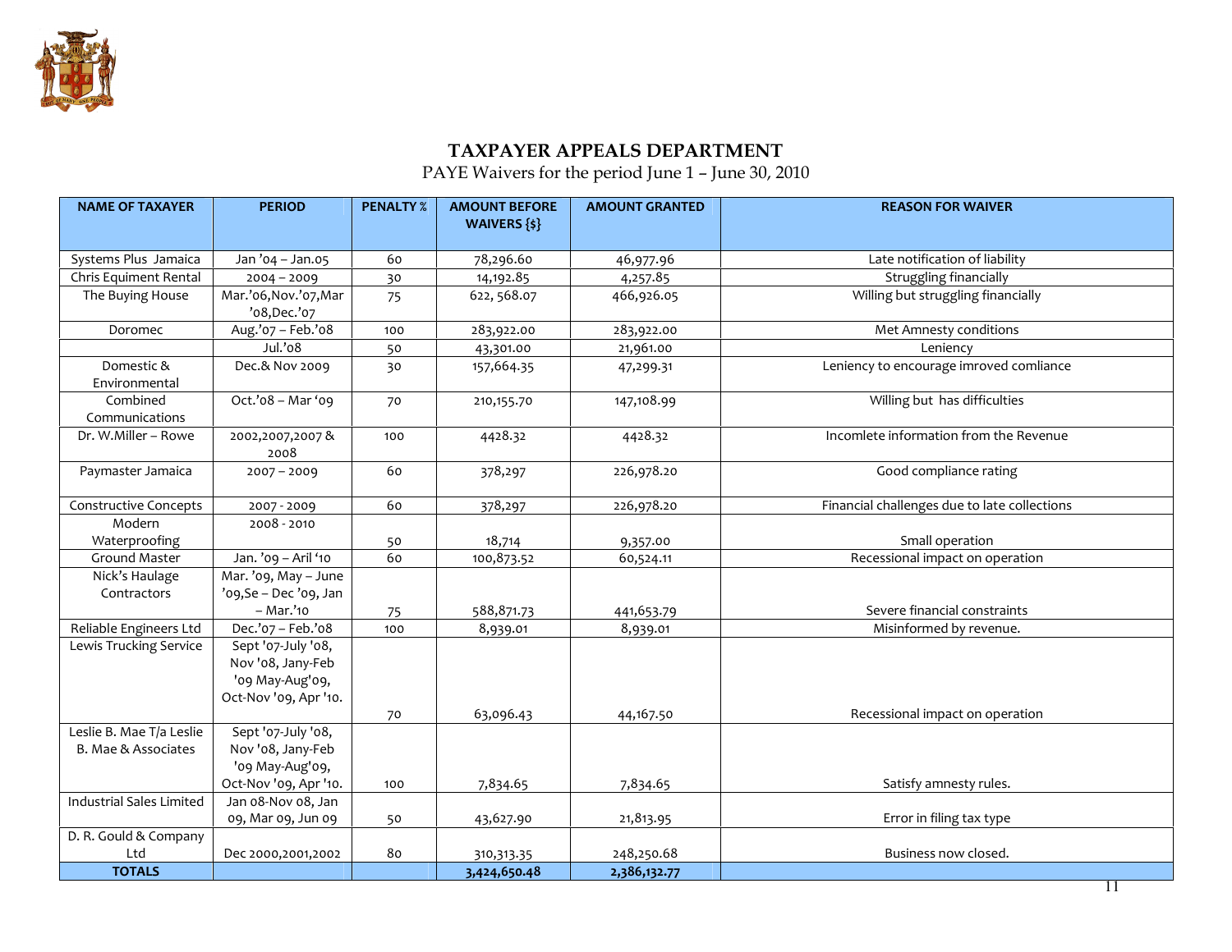## TAXPAYER APPEALS DEPARTMENT

PAYE Waivers for the period June 1 – June 30, 2010

| NAME OF TAXAYER | PERIOD | PENALTY % | AMOUNT BEFORE WAIVERS {$} | AMOUNT GRANTED | REASON FOR WAIVER |
|---|---|---|---|---|---|
| Systems Plus Jamaica | Jan '04 – Jan.05 | 60 | 78,296.60 | 46,977.96 | Late notification of liability |
| Chris Equiment Rental | 2004 – 2009 | 30 | 14,192.85 | 4,257.85 | Struggling financially |
| The Buying House | Mar.'06,Nov.'07,Mar '08,Dec.'07 | 75 | 622, 568.07 | 466,926.05 | Willing but struggling financially |
| Doromec | Aug.'07 – Feb.'08 | 100 | 283,922.00 | 283,922.00 | Met Amnesty conditions |
| | Jul.'08 | 50 | 43,301.00 | 21,961.00 | Leniency |
| Domestic & Environmental | Dec.& Nov 2009 | 30 | 157,664.35 | 47,299.31 | Leniency to encourage imroved comliance |
| Combined Communications | Oct.'08 – Mar '09 | 70 | 210,155.70 | 147,108.99 | Willing but has difficulties |
| Dr. W.Miller – Rowe | 2002,2007,2007 & 2008 | 100 | 4428.32 | 4428.32 | Incomlete information from the Revenue |
| Paymaster Jamaica | 2007 – 2009 | 60 | 378,297 | 226,978.20 | Good compliance rating |
| Constructive Concepts | 2007 - 2009 | 60 | 378,297 | 226,978.20 | Financial challenges due to late collections |
| Modern Waterproofing | 2008 - 2010 | 50 | 18,714 | 9,357.00 | Small operation |
| Ground Master | Jan. '09 – Aril '10 | 60 | 100,873.52 | 60,524.11 | Recessional impact on operation |
| Nick's Haulage Contractors | Mar. '09, May – June '09,Se – Dec '09, Jan – Mar.'10 | 75 | 588,871.73 | 441,653.79 | Severe financial constraints |
| Reliable Engineers Ltd | Dec.'07 – Feb.'08 | 100 | 8,939.01 | 8,939.01 | Misinformed by revenue. |
| Lewis Trucking Service | Sept '07-July '08, Nov '08, Jany-Feb '09 May-Aug'09, Oct-Nov '09, Apr '10. | 70 | 63,096.43 | 44,167.50 | Recessional impact on operation |
| Leslie B. Mae T/a Leslie B. Mae & Associates | Sept '07-July '08, Nov '08, Jany-Feb '09 May-Aug'09, Oct-Nov '09, Apr '10. | 100 | 7,834.65 | 7,834.65 | Satisfy amnesty rules. |
| Industrial Sales Limited | Jan 08-Nov 08, Jan 09, Mar 09, Jun 09 | 50 | 43,627.90 | 21,813.95 | Error in filing tax type |
| D. R. Gould & Company Ltd | Dec 2000,2001,2002 | 80 | 310,313.35 | 248,250.68 | Business now closed. |
| **TOTALS** | | | **3,424,650.48** | **2,386,132.77** | |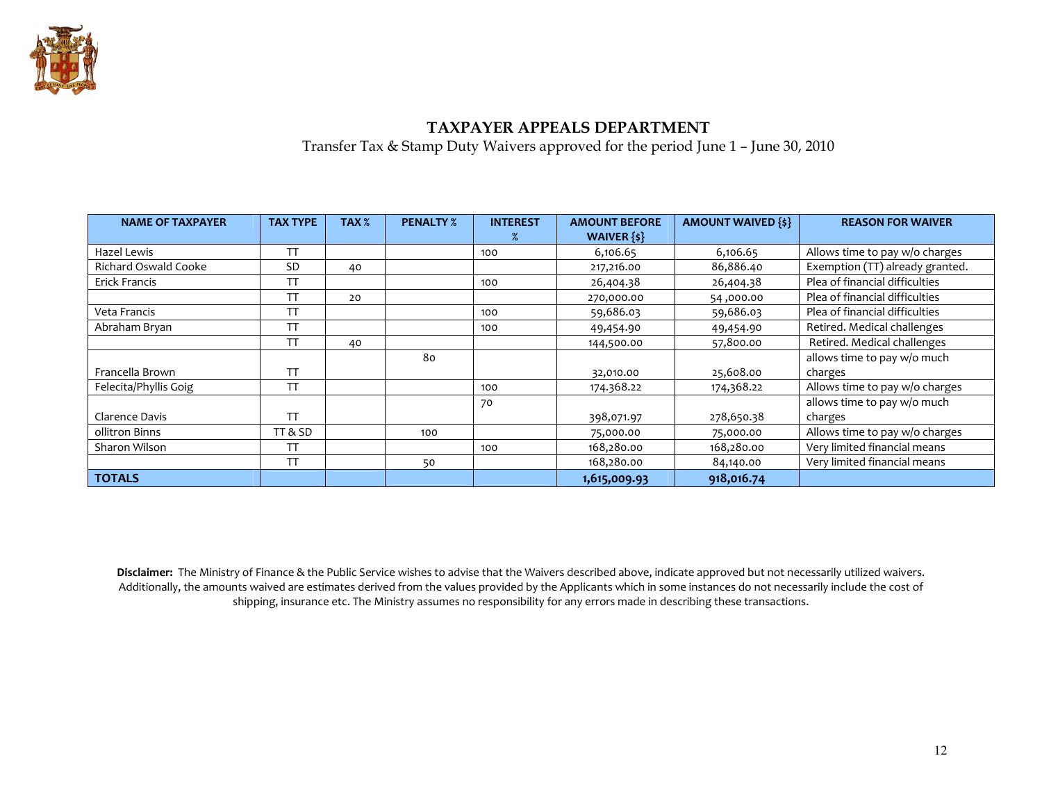## TAXPAYER APPEALS DEPARTMENT

Transfer Tax & Stamp Duty Waivers approved for the period June 1 – June 30, 2010

| NAME OF TAXPAYER | TAX TYPE | TAX % | PENALTY % | INTEREST % | AMOUNT BEFORE WAIVER {$} | AMOUNT WAIVED {$} | REASON FOR WAIVER |
|---|---|---|---|---|---|---|---|
| Hazel Lewis | TT | | | 100 | 6,106.65 | 6,106.65 | Allows time to pay w/o charges |
| Richard Oswald Cooke | SD | 40 | | | 217,216.00 | 86,886.40 | Exemption (TT) already granted. |
| Erick Francis | TT | | | 100 | 26,404.38 | 26,404.38 | Plea of financial difficulties |
| | TT | 20 | | | 270,000.00 | 54 ,000.00 | Plea of financial difficulties |
| Veta Francis | TT | | | 100 | 59,686.03 | 59,686.03 | Plea of financial difficulties |
| Abraham Bryan | TT | | | 100 | 49,454.90 | 49,454.90 | Retired. Medical challenges |
| | TT | 40 | | | 144,500.00 | 57,800.00 | Retired. Medical challenges |
| Francella Brown | TT | | 80 | | 32,010.00 | 25,608.00 | allows time to pay w/o much charges |
| Felecita/Phyllis Goig | TT | | | 100 | 174.368.22 | 174,368.22 | Allows time to pay w/o charges |
| Clarence Davis | TT | | | 70 | 398,071.97 | 278,650.38 | allows time to pay w/o much charges |
| ollitron Binns | TT & SD | | 100 | | 75,000.00 | 75,000.00 | Allows time to pay w/o charges |
| Sharon Wilson | TT | | | 100 | 168,280.00 | 168,280.00 | Very limited financial means |
| | TT | | 50 | | 168,280.00 | 84,140.00 | Very limited financial means |
| **TOTALS** | | | | | **1,615,009.93** | **918,016.74** | |

**Disclaimer:** The Ministry of Finance & the Public Service wishes to advise that the Waivers described above, indicate approved but not necessarily utilized waivers. Additionally, the amounts waived are estimates derived from the values provided by the Applicants which in some instances do not necessarily include the cost of shipping, insurance etc. The Ministry assumes no responsibility for any errors made in describing these transactions.